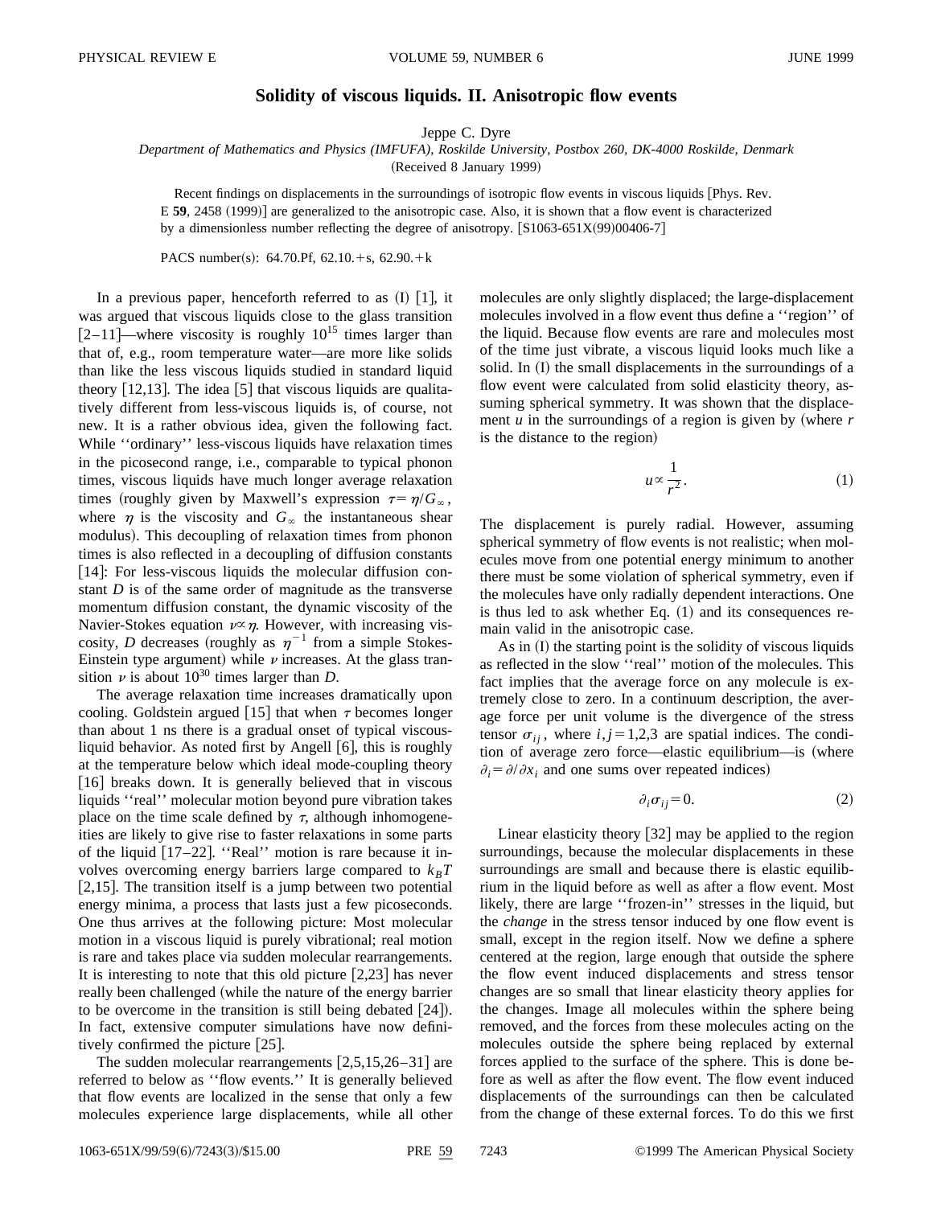# Solidity of viscous liquids. II. Anisotropic flow events

Jeppe C. Dyre

*Department of Mathematics and Physics (IMFUFA), Roskilde University, Postbox 260, DK-4000 Roskilde, Denmark*

(Received 8 January 1999)

Recent findings on displacements in the surroundings of isotropic flow events in viscous liquids [Phys. Rev. E **59**, 2458 (1999)] are generalized to the anisotropic case. Also, it is shown that a flow event is characterized by a dimensionless number reflecting the degree of anisotropy. [S1063-651X(99)00406-7]

PACS number(s): 64.70.Pf, 62.10.+s, 62.90.+k

In a previous paper, henceforth referred to as (I) [1], it was argued that viscous liquids close to the glass transition [2–11]—where viscosity is roughly $10^{15}$ times larger than that of, e.g., room temperature water—are more like solids than like the less viscous liquids studied in standard liquid theory [12,13]. The idea [5] that viscous liquids are qualitatively different from less-viscous liquids is, of course, not new. It is a rather obvious idea, given the following fact. While ''ordinary'' less-viscous liquids have relaxation times in the picosecond range, i.e., comparable to typical phonon times, viscous liquids have much longer average relaxation times (roughly given by Maxwell's expression $\tau=\eta/G_\infty$, where $\eta$ is the viscosity and $G_\infty$ the instantaneous shear modulus). This decoupling of relaxation times from phonon times is also reflected in a decoupling of diffusion constants [14]: For less-viscous liquids the molecular diffusion constant $D$ is of the same order of magnitude as the transverse momentum diffusion constant, the dynamic viscosity of the Navier-Stokes equation $\nu\propto\eta$. However, with increasing viscosity, $D$ decreases (roughly as $\eta^{-1}$ from a simple Stokes-Einstein type argument) while $\nu$ increases. At the glass transition $\nu$ is about $10^{30}$ times larger than $D$.

The average relaxation time increases dramatically upon cooling. Goldstein argued [15] that when $\tau$ becomes longer than about 1 ns there is a gradual onset of typical viscous-liquid behavior. As noted first by Angell [6], this is roughly at the temperature below which ideal mode-coupling theory [16] breaks down. It is generally believed that in viscous liquids ''real'' molecular motion beyond pure vibration takes place on the time scale defined by $\tau$, although inhomogeneities are likely to give rise to faster relaxations in some parts of the liquid [17–22]. ''Real'' motion is rare because it involves overcoming energy barriers large compared to $k_BT$ [2,15]. The transition itself is a jump between two potential energy minima, a process that lasts just a few picoseconds. One thus arrives at the following picture: Most molecular motion in a viscous liquid is purely vibrational; real motion is rare and takes place via sudden molecular rearrangements. It is interesting to note that this old picture [2,23] has never really been challenged (while the nature of the energy barrier to be overcome in the transition is still being debated [24]). In fact, extensive computer simulations have now definitively confirmed the picture [25].

The sudden molecular rearrangements [2,5,15,26–31] are referred to below as ''flow events.'' It is generally believed that flow events are localized in the sense that only a few molecules experience large displacements, while all other molecules are only slightly displaced; the large-displacement molecules involved in a flow event thus define a ''region'' of the liquid. Because flow events are rare and molecules most of the time just vibrate, a viscous liquid looks much like a solid. In (I) the small displacements in the surroundings of a flow event were calculated from solid elasticity theory, assuming spherical symmetry. It was shown that the displacement $u$ in the surroundings of a region is given by (where $r$ is the distance to the region)

$$u\propto\frac{1}{r^2}. \tag{1}$$

The displacement is purely radial. However, assuming spherical symmetry of flow events is not realistic; when molecules move from one potential energy minimum to another there must be some violation of spherical symmetry, even if the molecules have only radially dependent interactions. One is thus led to ask whether Eq. (1) and its consequences remain valid in the anisotropic case.

As in (I) the starting point is the solidity of viscous liquids as reflected in the slow ''real'' motion of the molecules. This fact implies that the average force on any molecule is extremely close to zero. In a continuum description, the average force per unit volume is the divergence of the stress tensor $\sigma_{ij}$, where $i,j=1,2,3$ are spatial indices. The condition of average zero force—elastic equilibrium—is (where $\partial_i=\partial/\partial x_i$ and one sums over repeated indices)

$$\partial_i\sigma_{ij}=0. \tag{2}$$

Linear elasticity theory [32] may be applied to the region surroundings, because the molecular displacements in these surroundings are small and because there is elastic equilibrium in the liquid before as well as after a flow event. Most likely, there are large ''frozen-in'' stresses in the liquid, but the *change* in the stress tensor induced by one flow event is small, except in the region itself. Now we define a sphere centered at the region, large enough that outside the sphere the flow event induced displacements and stress tensor changes are so small that linear elasticity theory applies for the changes. Image all molecules within the sphere being removed, and the forces from these molecules acting on the molecules outside the sphere being replaced by external forces applied to the surface of the sphere. This is done before as well as after the flow event. The flow event induced displacements of the surroundings can then be calculated from the change of these external forces. To do this we first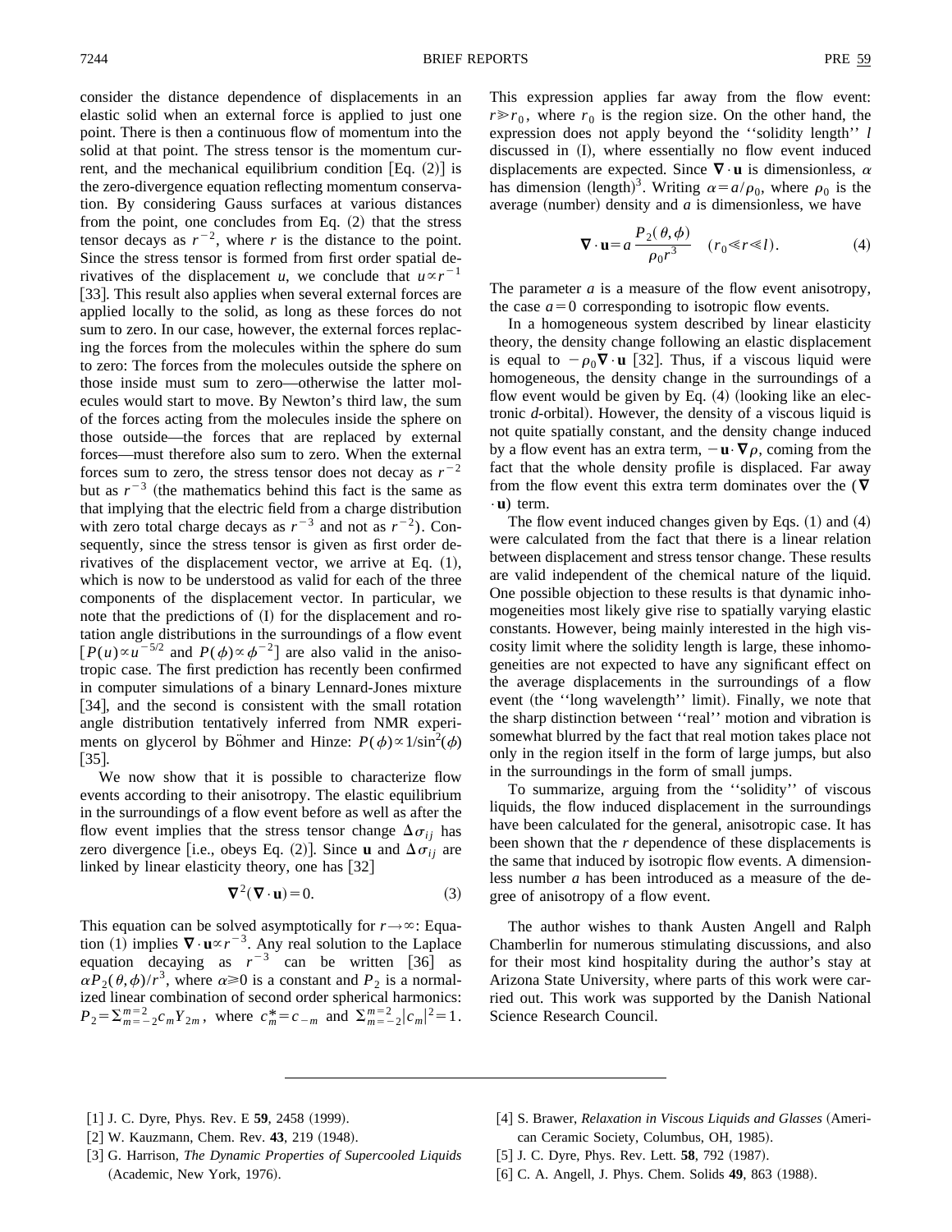consider the distance dependence of displacements in an elastic solid when an external force is applied to just one point. There is then a continuous flow of momentum into the solid at that point. The stress tensor is the momentum current, and the mechanical equilibrium condition [Eq. (2)] is the zero-divergence equation reflecting momentum conservation. By considering Gauss surfaces at various distances from the point, one concludes from Eq. (2) that the stress tensor decays as $r^{-2}$, where $r$ is the distance to the point. Since the stress tensor is formed from first order spatial derivatives of the displacement $u$, we conclude that $u \propto r^{-1}$ [33]. This result also applies when several external forces are applied locally to the solid, as long as these forces do not sum to zero. In our case, however, the external forces replacing the forces from the molecules within the sphere do sum to zero: The forces from the molecules outside the sphere on those inside must sum to zero—otherwise the latter molecules would start to move. By Newton's third law, the sum of the forces acting from the molecules inside the sphere on those outside—the forces that are replaced by external forces—must therefore also sum to zero. When the external forces sum to zero, the stress tensor does not decay as $r^{-2}$ but as $r^{-3}$ (the mathematics behind this fact is the same as that implying that the electric field from a charge distribution with zero total charge decays as $r^{-3}$ and not as $r^{-2}$). Consequently, since the stress tensor is given as first order derivatives of the displacement vector, we arrive at Eq. (1), which is now to be understood as valid for each of the three components of the displacement vector. In particular, we note that the predictions of (I) for the displacement and rotation angle distributions in the surroundings of a flow event [$P(u) \propto u^{-5/2}$ and $P(\phi) \propto \phi^{-2}$] are also valid in the anisotropic case. The first prediction has recently been confirmed in computer simulations of a binary Lennard-Jones mixture [34], and the second is consistent with the small rotation angle distribution tentatively inferred from NMR experiments on glycerol by Böhmer and Hinze: $P(\phi) \propto 1/\sin^2(\phi)$ [35].

We now show that it is possible to characterize flow events according to their anisotropy. The elastic equilibrium in the surroundings of a flow event before as well as after the flow event implies that the stress tensor change $\Delta\sigma_{ij}$ has zero divergence [i.e., obeys Eq. (2)]. Since $\mathbf{u}$ and $\Delta\sigma_{ij}$ are linked by linear elasticity theory, one has [32]

$$\nabla^2(\nabla \cdot \mathbf{u}) = 0. \tag{3}$$

This equation can be solved asymptotically for $r \to \infty$: Equation (1) implies $\nabla \cdot \mathbf{u} \propto r^{-3}$. Any real solution to the Laplace equation decaying as $r^{-3}$ can be written [36] as $\alpha P_2(\theta,\phi)/r^3$, where $\alpha \geq 0$ is a constant and $P_2$ is a normalized linear combination of second order spherical harmonics: $P_2 = \sum_{m=-2}^{m=2} c_m Y_{2m}$, where $c_m^* = c_{-m}$ and $\sum_{m=-2}^{m=2} |c_m|^2 = 1$. This expression applies far away from the flow event: $r \gg r_0$, where $r_0$ is the region size. On the other hand, the expression does not apply beyond the "solidity length" $l$ discussed in (I), where essentially no flow event induced displacements are expected. Since $\nabla \cdot \mathbf{u}$ is dimensionless, $\alpha$ has dimension (length)$^3$. Writing $\alpha = a/\rho_0$, where $\rho_0$ is the average (number) density and $a$ is dimensionless, we have

$$\nabla \cdot \mathbf{u} = a \frac{P_2(\theta,\phi)}{\rho_0 r^3} \quad (r_0 \ll r \ll l). \tag{4}$$

The parameter $a$ is a measure of the flow event anisotropy, the case $a=0$ corresponding to isotropic flow events.

In a homogeneous system described by linear elasticity theory, the density change following an elastic displacement is equal to $-\rho_0 \nabla \cdot \mathbf{u}$ [32]. Thus, if a viscous liquid were homogeneous, the density change in the surroundings of a flow event would be given by Eq. (4) (looking like an electronic $d$-orbital). However, the density of a viscous liquid is not quite spatially constant, and the density change induced by a flow event has an extra term, $-\mathbf{u} \cdot \nabla \rho$, coming from the fact that the whole density profile is displaced. Far away from the flow event this extra term dominates over the $(\nabla \cdot \mathbf{u})$ term.

The flow event induced changes given by Eqs. (1) and (4) were calculated from the fact that there is a linear relation between displacement and stress tensor change. These results are valid independent of the chemical nature of the liquid. One possible objection to these results is that dynamic inhomogeneities most likely give rise to spatially varying elastic constants. However, being mainly interested in the high viscosity limit where the solidity length is large, these inhomogeneities are not expected to have any significant effect on the average displacements in the surroundings of a flow event (the "long wavelength" limit). Finally, we note that the sharp distinction between "real" motion and vibration is somewhat blurred by the fact that real motion takes place not only in the region itself in the form of large jumps, but also in the surroundings in the form of small jumps.

To summarize, arguing from the "solidity" of viscous liquids, the flow induced displacement in the surroundings have been calculated for the general, anisotropic case. It has been shown that the $r$ dependence of these displacements is the same that induced by isotropic flow events. A dimensionless number $a$ has been introduced as a measure of the degree of anisotropy of a flow event.

The author wishes to thank Austen Angell and Ralph Chamberlin for numerous stimulating discussions, and also for their most kind hospitality during the author's stay at Arizona State University, where parts of this work were carried out. This work was supported by the Danish National Science Research Council.

---

[1] J. C. Dyre, Phys. Rev. E **59**, 2458 (1999).
[2] W. Kauzmann, Chem. Rev. **43**, 219 (1948).
[3] G. Harrison, *The Dynamic Properties of Supercooled Liquids* (Academic, New York, 1976).
[4] S. Brawer, *Relaxation in Viscous Liquids and Glasses* (American Ceramic Society, Columbus, OH, 1985).
[5] J. C. Dyre, Phys. Rev. Lett. **58**, 792 (1987).
[6] C. A. Angell, J. Phys. Chem. Solids **49**, 863 (1988).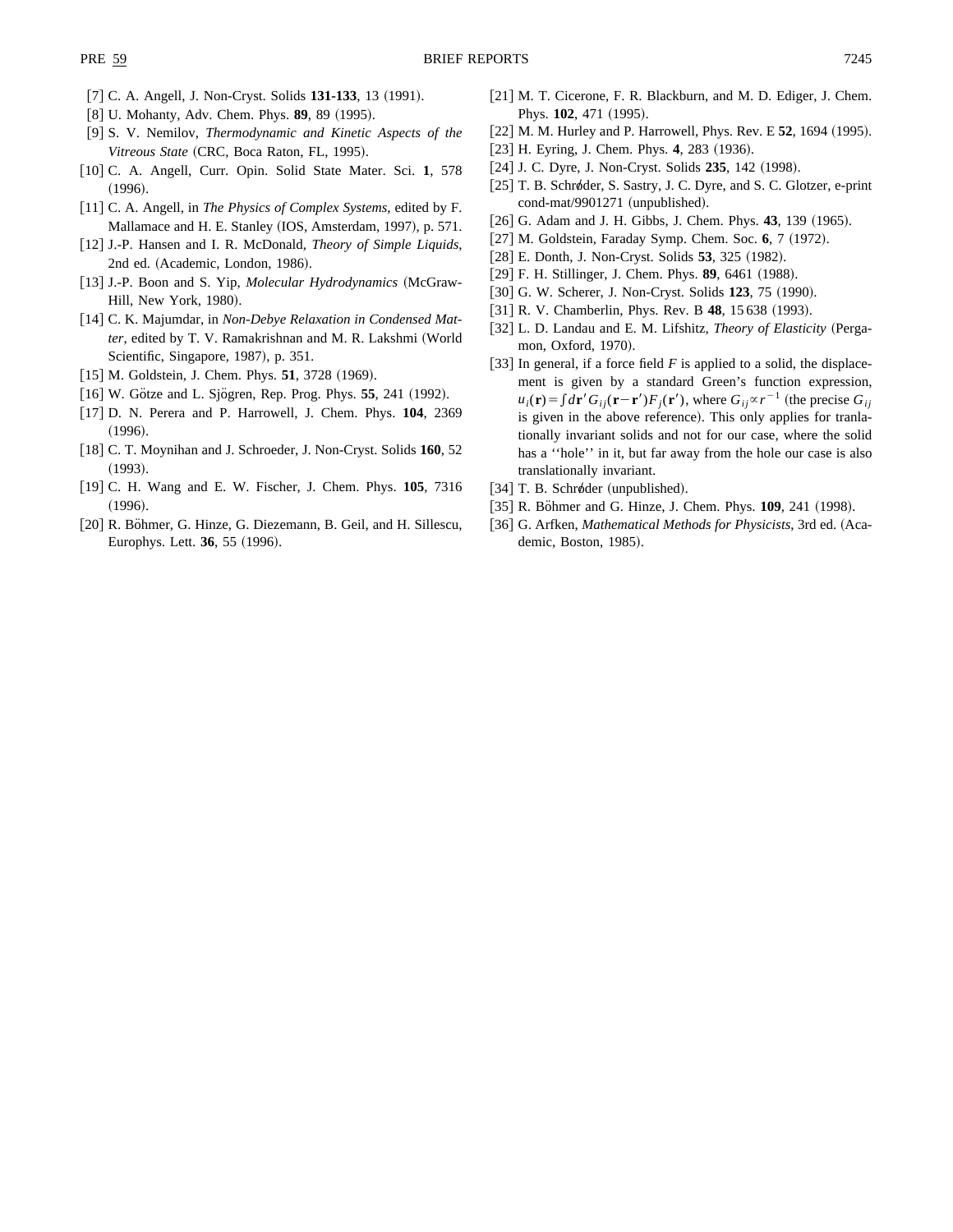[7] C. A. Angell, J. Non-Cryst. Solids **131-133**, 13 (1991).

[8] U. Mohanty, Adv. Chem. Phys. **89**, 89 (1995).

[9] S. V. Nemilov, *Thermodynamic and Kinetic Aspects of the Vitreous State* (CRC, Boca Raton, FL, 1995).

[10] C. A. Angell, Curr. Opin. Solid State Mater. Sci. **1**, 578 (1996).

[11] C. A. Angell, in *The Physics of Complex Systems*, edited by F. Mallamace and H. E. Stanley (IOS, Amsterdam, 1997), p. 571.

[12] J.-P. Hansen and I. R. McDonald, *Theory of Simple Liquids*, 2nd ed. (Academic, London, 1986).

[13] J.-P. Boon and S. Yip, *Molecular Hydrodynamics* (McGraw-Hill, New York, 1980).

[14] C. K. Majumdar, in *Non-Debye Relaxation in Condensed Matter*, edited by T. V. Ramakrishnan and M. R. Lakshmi (World Scientific, Singapore, 1987), p. 351.

[15] M. Goldstein, J. Chem. Phys. **51**, 3728 (1969).

[16] W. Götze and L. Sjögren, Rep. Prog. Phys. **55**, 241 (1992).

[17] D. N. Perera and P. Harrowell, J. Chem. Phys. **104**, 2369 (1996).

[18] C. T. Moynihan and J. Schroeder, J. Non-Cryst. Solids **160**, 52 (1993).

[19] C. H. Wang and E. W. Fischer, J. Chem. Phys. **105**, 7316 (1996).

[20] R. Böhmer, G. Hinze, G. Diezemann, B. Geil, and H. Sillescu, Europhys. Lett. **36**, 55 (1996).

[21] M. T. Cicerone, F. R. Blackburn, and M. D. Ediger, J. Chem. Phys. **102**, 471 (1995).

[22] M. M. Hurley and P. Harrowell, Phys. Rev. E **52**, 1694 (1995).

[23] H. Eyring, J. Chem. Phys. **4**, 283 (1936).

[24] J. C. Dyre, J. Non-Cryst. Solids **235**, 142 (1998).

[25] T. B. Schrøder, S. Sastry, J. C. Dyre, and S. C. Glotzer, e-print cond-mat/9901271 (unpublished).

[26] G. Adam and J. H. Gibbs, J. Chem. Phys. **43**, 139 (1965).

[27] M. Goldstein, Faraday Symp. Chem. Soc. **6**, 7 (1972).

[28] E. Donth, J. Non-Cryst. Solids **53**, 325 (1982).

[29] F. H. Stillinger, J. Chem. Phys. **89**, 6461 (1988).

[30] G. W. Scherer, J. Non-Cryst. Solids **123**, 75 (1990).

[31] R. V. Chamberlin, Phys. Rev. B **48**, 15 638 (1993).

[32] L. D. Landau and E. M. Lifshitz, *Theory of Elasticity* (Pergamon, Oxford, 1970).

[33] In general, if a force field $F$ is applied to a solid, the displacement is given by a standard Green's function expression, $u_i(\mathbf{r}) = \int d\mathbf{r}' G_{ij}(\mathbf{r}-\mathbf{r}')F_j(\mathbf{r}')$, where $G_{ij} \propto r^{-1}$ (the precise $G_{ij}$ is given in the above reference). This only applies for tranlationally invariant solids and not for our case, where the solid has a "hole" in it, but far away from the hole our case is also translationally invariant.

[34] T. B. Schrøder (unpublished).

[35] R. Böhmer and G. Hinze, J. Chem. Phys. **109**, 241 (1998).

[36] G. Arfken, *Mathematical Methods for Physicists*, 3rd ed. (Academic, Boston, 1985).